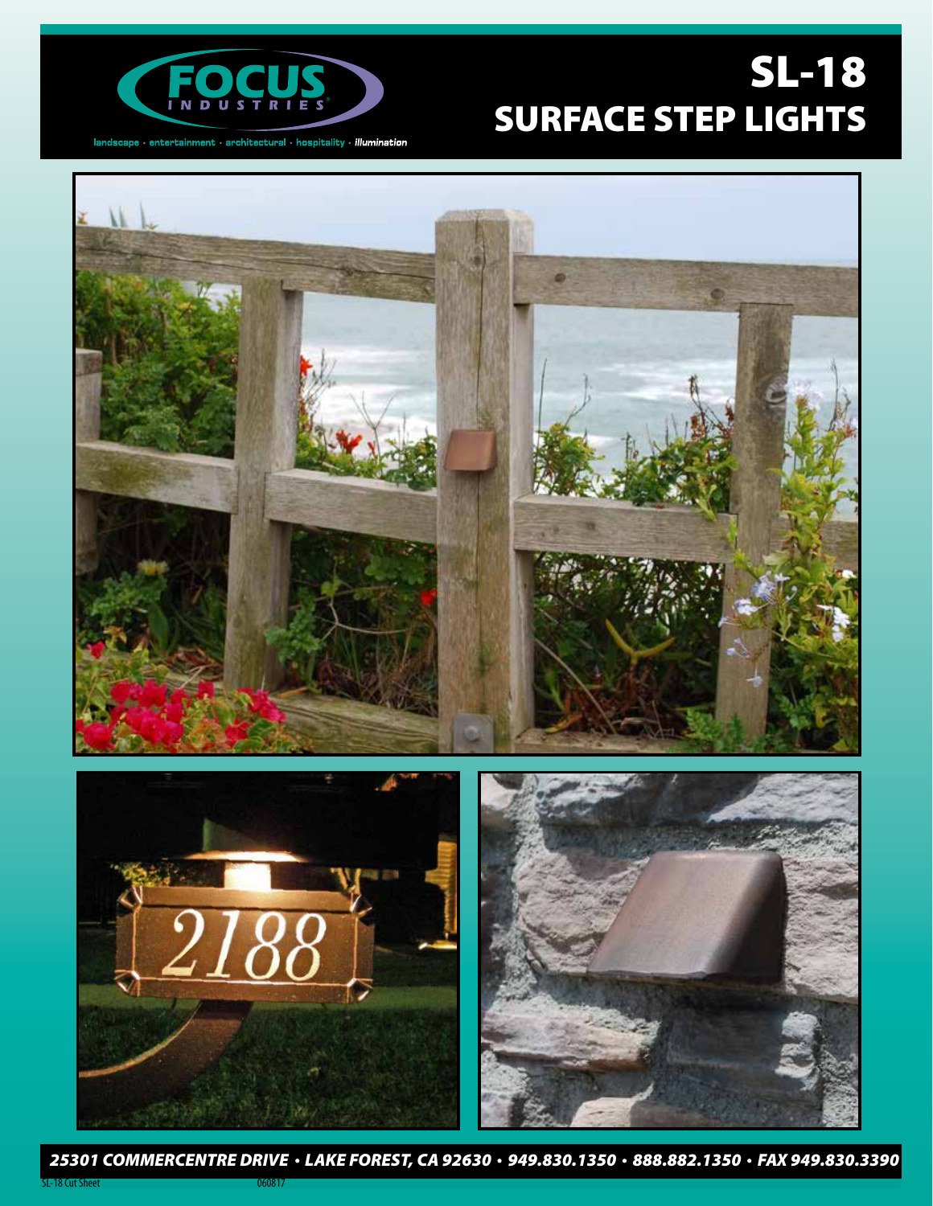FOCUS INDUSTRIES

landscape · entertainment · architectural · hospitality · *illumination*

# SL-18
# SURFACE STEP LIGHTS

***25301 COMMERCENTRE DRIVE • LAKE FOREST, CA 92630 • 949.830.1350 • 888.882.1350 • FAX 949.830.3390***

SL-18 Cut Sheet 060817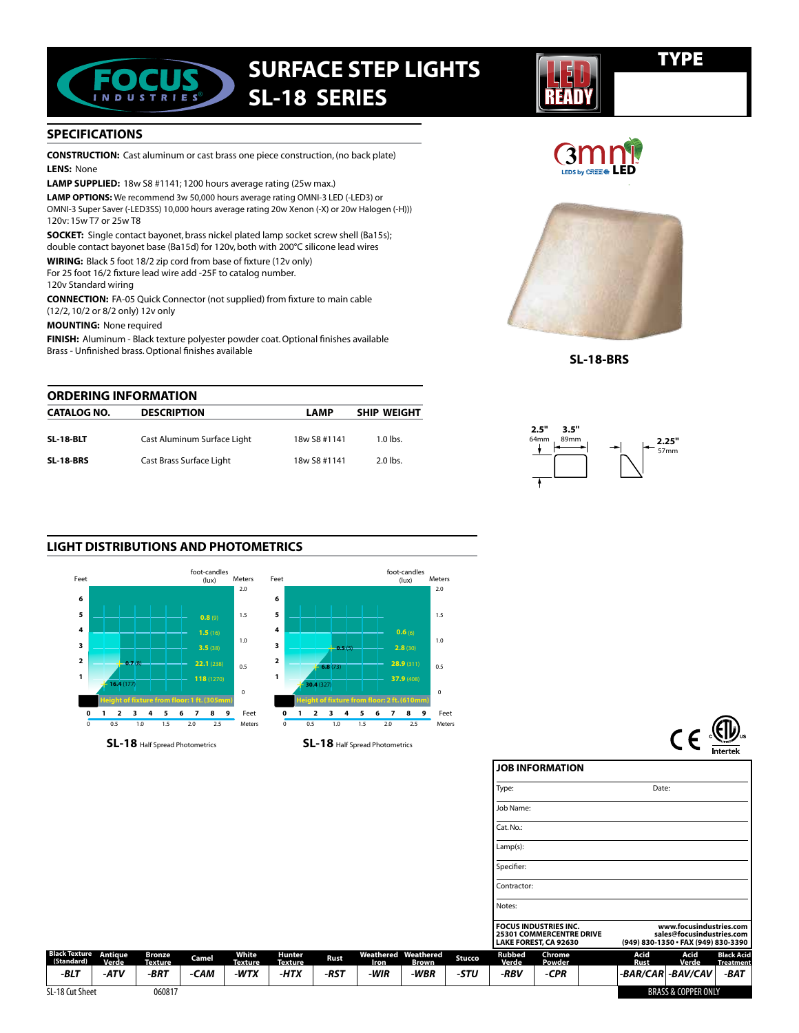# SURFACE STEP LIGHTS SL-18 SERIES

TYPE

## SPECIFICATIONS

**CONSTRUCTION:** Cast aluminum or cast brass one piece construction, (no back plate)

**LENS:** None

**LAMP SUPPLIED:** 18w S8 #1141; 1200 hours average rating (25w max.)

**LAMP OPTIONS:** We recommend 3w 50,000 hours average rating OMNI-3 LED (-LED3) or OMNI-3 Super Saver (-LED3SS) 10,000 hours average rating 20w Xenon (-X) or 20w Halogen (-H))) 120v: 15w T7 or 25w T8

**SOCKET:** Single contact bayonet, brass nickel plated lamp socket screw shell (Ba15s); double contact bayonet base (Ba15d) for 120v, both with 200°C silicone lead wires

**WIRING:** Black 5 foot 18/2 zip cord from base of fixture (12v only)
For 25 foot 16/2 fixture lead wire add -25F to catalog number.
120v Standard wiring

**CONNECTION:** FA-05 Quick Connector (not supplied) from fixture to main cable (12/2, 10/2 or 8/2 only) 12v only

**MOUNTING:** None required

**FINISH:** Aluminum - Black texture polyester powder coat. Optional finishes available
Brass - Unfinished brass. Optional finishes available

SL-18-BRS

2.5" 64mm
3.5" 89mm
2.25" 57mm

## ORDERING INFORMATION

| CATALOG NO. | DESCRIPTION | LAMP | SHIP WEIGHT |
|---|---|---|---|
| SL-18-BLT | Cast Aluminum Surface Light | 18w S8 #1141 | 1.0 lbs. |
| SL-18-BRS | Cast Brass Surface Light | 18w S8 #1141 | 2.0 lbs. |

## LIGHT DISTRIBUTIONS AND PHOTOMETRICS

Feet
foot-candles (lux)
Meters
0.8 (9)
1.5 (16)
3.5 (38)
22.1 (238)
118 (1270)
0.7 (8)
16.4 (177)
Height of fixture from floor: 1 ft. (305mm)

**SL-18** Half Spread Photometrics

Feet
foot-candles (lux)
Meters
0.6 (6)
2.8 (30)
0.5 (5)
28.9 (311)
6.8 (73)
37.9 (408)
30.4 (327)
Height of fixture from floor: 2 ft. (610mm)

**SL-18** Half Spread Photometrics

## JOB INFORMATION

Type:
Date:
Job Name:
Cat. No.:
Lamp(s):
Specifier:
Contractor:
Notes:

**FOCUS INDUSTRIES INC.**
**25301 COMMERCENTRE DRIVE**
**LAKE FOREST, CA 92630**

www.focusindustries.com
sales@focusindustries.com
(949) 830-1350 • FAX (949) 830-3390

| Black Texture (Standard) | Antique Verde | Bronze Texture | Camel | White Texture | Hunter Texture | Rust | Weathered Iron | Weathered Brown | Stucco | Rubbed Verde | Chrome Powder | | Acid Rust | Acid Verde | Black Acid Treatment |
|---|---|---|---|---|---|---|---|---|---|---|---|---|---|---|---|
| -BLT | -ATV | -BRT | -CAM | -WTX | -HTX | -RST | -WIR | -WBR | -STU | -RBV | -CPR | | -BAR/CAR | -BAV/CAV | -BAT |

BRASS & COPPER ONLY

SL-18 Cut Sheet 060817